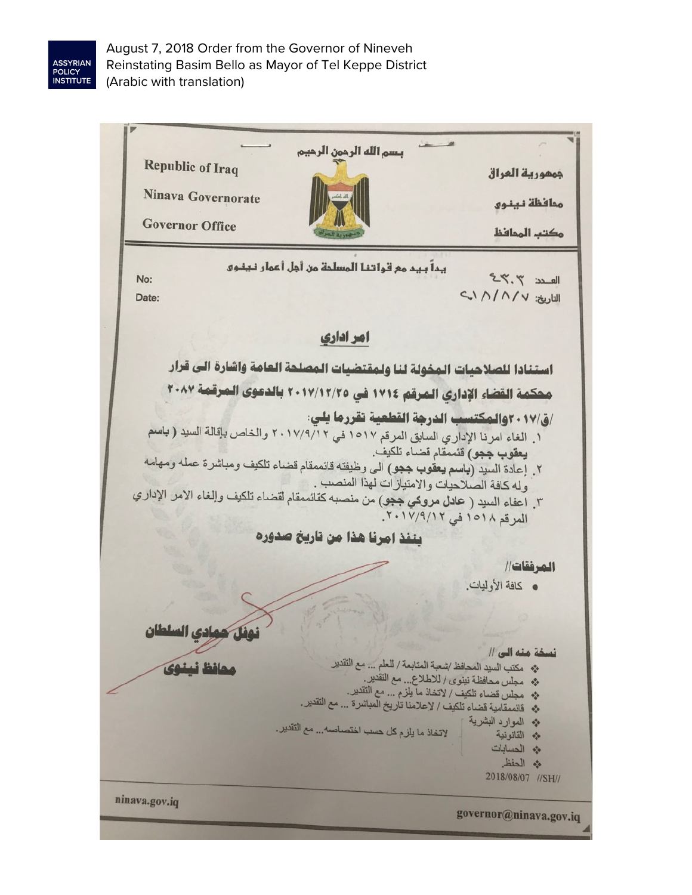August 7, 2018 Order from the Governor of Nineveh Reinstating Basim Bello as Mayor of Tel Keppe District (Arabic with translation)

بسم الله الرحمن الرحيم

| Republic of Iraq | جمهورية العراق |
|---|---|
| Ninava Governorate | محافظة نينوى |
| Governor Office | مكتب المحافظ |

يداً بيد مع قواتنا المسلحة من أجل أعمار نينوى

No: العـدد: ٤٣٠٣

Date: التاريخ: ٢٠١٨/٨/٧

## امر اداري

**استنادا للصلاحيات المخولة لنا ولمقتضيات المصلحة العامة واشارة الى قرار محكمة القضاء الإداري المرقم ١٧١٤ في ٢٠١٧/١٢/٢٥ بالدعوى المرقمة ٢٠٨٧ /ق/٢٠١٧ والمكتسب الدرجة القطعية تقررما يلي:**

١. الغاء امرنا الإداري السابق المرقم ١٥١٧ في ٢٠١٧/٩/١٢ والخاص بإقالة السيد ( **باسم يعقوب ججو**) قئممقام قضاء تلكيف.

٢. إعادة السيد (**باسم يعقوب ججو**) الى وظيفته قائممقام قضاء تلكيف ومباشرة عمله ومهامه وله كافة الصلاحيات والامتيازات لهذا المنصب .

٣. اعفاء السيد ( **عادل مروكي ججو**) من منصبه كقائممقام لقضاء تلكيف وإلغاء الامر الإداري المرقم ١٥١٨ في ٢٠١٧/٩/١٢.

**ينفذ امرنا هذا من تاريخ صدوره**

**المرفقات//**

- كافة الأوليات.

**نوفل حمادي السلطان**

**محافظ نينوى**

**نسخة منه الى //**

- مكتب السيد المحافظ /شعبة المتابعة / للعلم ... مع التقدير
- مجلس محافظة نينوى / للاطلاع... مع التقدير.
- مجلس قضاء تلكيف / لاتخاذ ما يلزم ... مع التقدير.
- قائممقامية قضاء تلكيف / لاعلامنا تاريخ المباشرة ... مع التقدير.
- الموارد البشرية
- القانونية
- الحسابات
- الحفظ.

(الموارد البشرية / القانونية / الحسابات: لاتخاذ ما يلزم كل حسب اختصاصه... مع التقدير.)

2018/08/07 //SH//

ninava.gov.iq

governor@ninava.gov.iq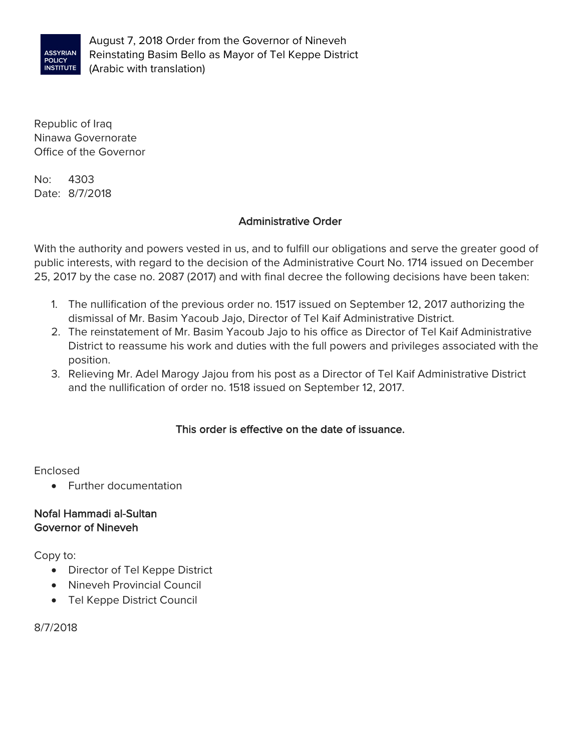August 7, 2018 Order from the Governor of Nineveh Reinstating Basim Bello as Mayor of Tel Keppe District (Arabic with translation)

Republic of Iraq
Ninawa Governorate
Office of the Governor

No: 4303
Date: 8/7/2018

## Administrative Order

With the authority and powers vested in us, and to fulfill our obligations and serve the greater good of public interests, with regard to the decision of the Administrative Court No. 1714 issued on December 25, 2017 by the case no. 2087 (2017) and with final decree the following decisions have been taken:

1. The nullification of the previous order no. 1517 issued on September 12, 2017 authorizing the dismissal of Mr. Basim Yacoub Jajo, Director of Tel Kaif Administrative District.
2. The reinstatement of Mr. Basim Yacoub Jajo to his office as Director of Tel Kaif Administrative District to reassume his work and duties with the full powers and privileges associated with the position.
3. Relieving Mr. Adel Marogy Jajou from his post as a Director of Tel Kaif Administrative District and the nullification of order no. 1518 issued on September 12, 2017.

This order is effective on the date of issuance.

Enclosed

- Further documentation

**Nofal Hammadi al-Sultan**
**Governor of Nineveh**

Copy to:

- Director of Tel Keppe District
- Nineveh Provincial Council
- Tel Keppe District Council

8/7/2018